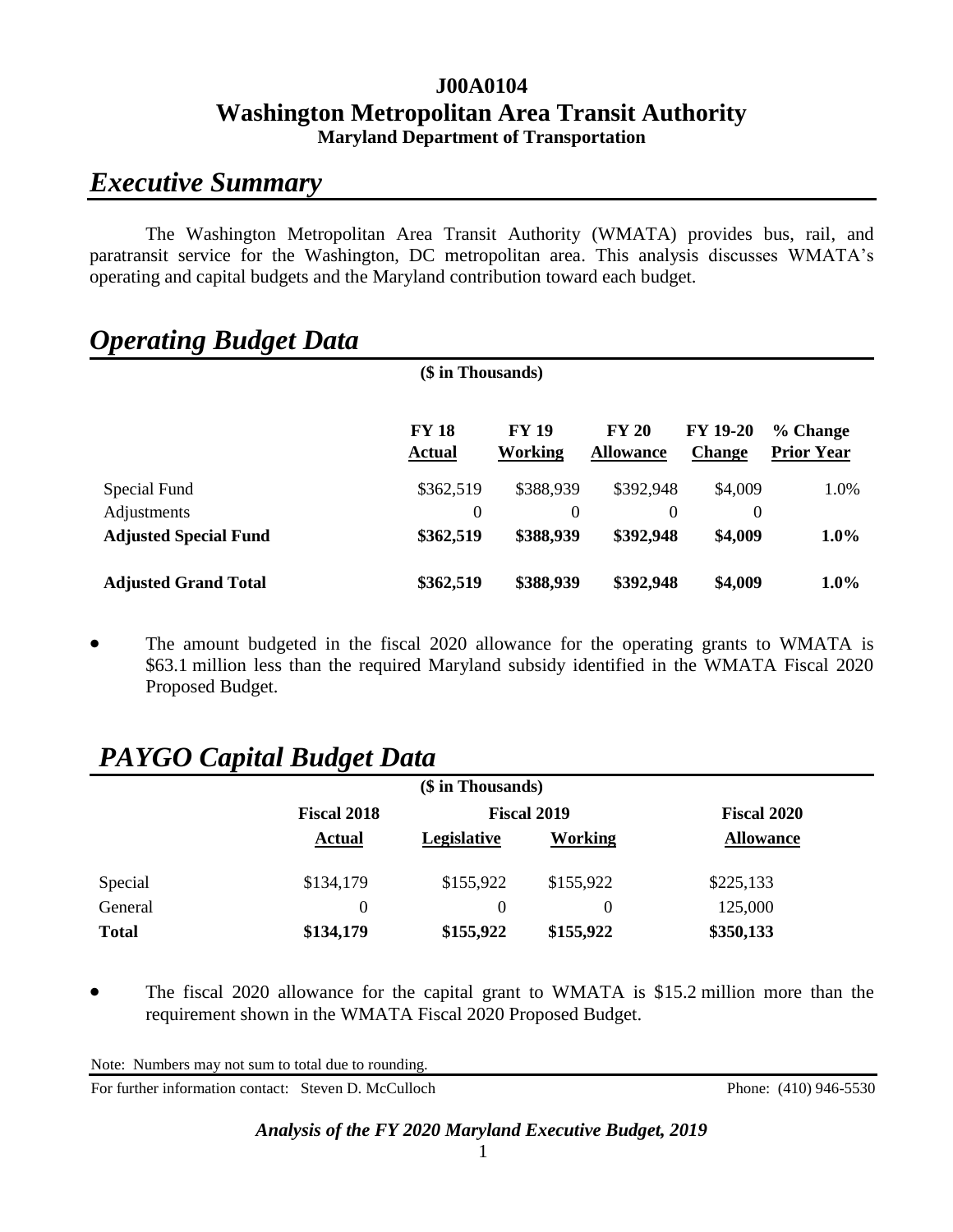**J00A0104**
# Washington Metropolitan Area Transit Authority
**Maryland Department of Transportation**

## *Executive Summary*

The Washington Metropolitan Area Transit Authority (WMATA) provides bus, rail, and paratransit service for the Washington, DC metropolitan area. This analysis discusses WMATA's operating and capital budgets and the Maryland contribution toward each budget.

## *Operating Budget Data*

($ in Thousands)

| | FY 18 Actual | FY 19 Working | FY 20 Allowance | FY 19-20 Change | % Change Prior Year |
|---|---|---|---|---|---|
| Special Fund | $362,519 | $388,939 | $392,948 | $4,009 | 1.0% |
| Adjustments | 0 | 0 | 0 | 0 | |
| **Adjusted Special Fund** | **$362,519** | **$388,939** | **$392,948** | **$4,009** | **1.0%** |
| **Adjusted Grand Total** | **$362,519** | **$388,939** | **$392,948** | **$4,009** | **1.0%** |

- The amount budgeted in the fiscal 2020 allowance for the operating grants to WMATA is $63.1 million less than the required Maryland subsidy identified in the WMATA Fiscal 2020 Proposed Budget.

## *PAYGO Capital Budget Data*

($ in Thousands)

| | Fiscal 2018 | Fiscal 2019 | | Fiscal 2020 |
|---|---|---|---|---|
| | Actual | Legislative | Working | Allowance |
| Special | $134,179 | $155,922 | $155,922 | $225,133 |
| General | 0 | 0 | 0 | 125,000 |
| **Total** | **$134,179** | **$155,922** | **$155,922** | **$350,133** |

- The fiscal 2020 allowance for the capital grant to WMATA is $15.2 million more than the requirement shown in the WMATA Fiscal 2020 Proposed Budget.

Note: Numbers may not sum to total due to rounding.

For further information contact: Steven D. McCulloch Phone: (410) 946-5530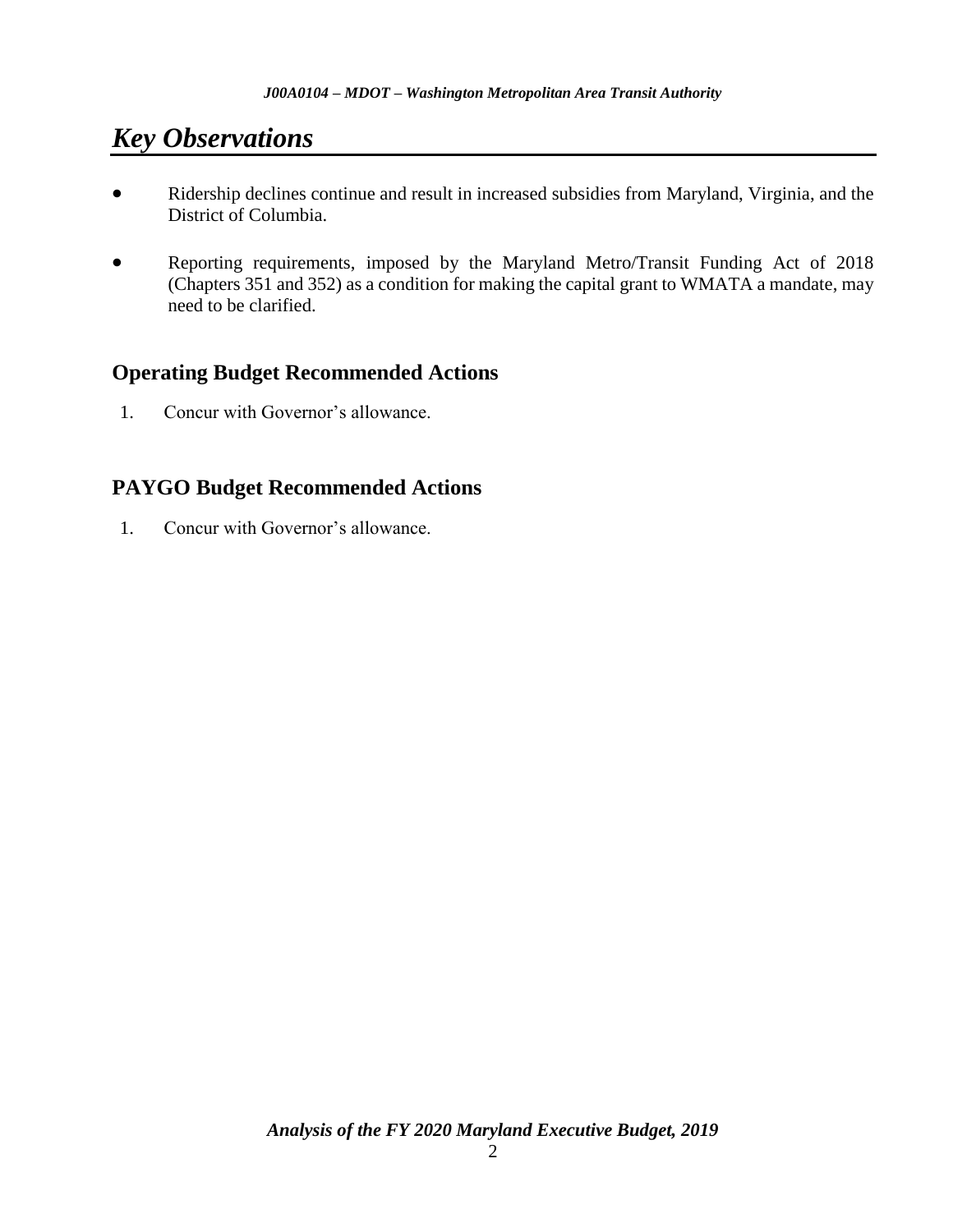## *Key Observations*

- Ridership declines continue and result in increased subsidies from Maryland, Virginia, and the District of Columbia.
- Reporting requirements, imposed by the Maryland Metro/Transit Funding Act of 2018 (Chapters 351 and 352) as a condition for making the capital grant to WMATA a mandate, may need to be clarified.

### Operating Budget Recommended Actions

1. Concur with Governor's allowance.

### PAYGO Budget Recommended Actions

1. Concur with Governor's allowance.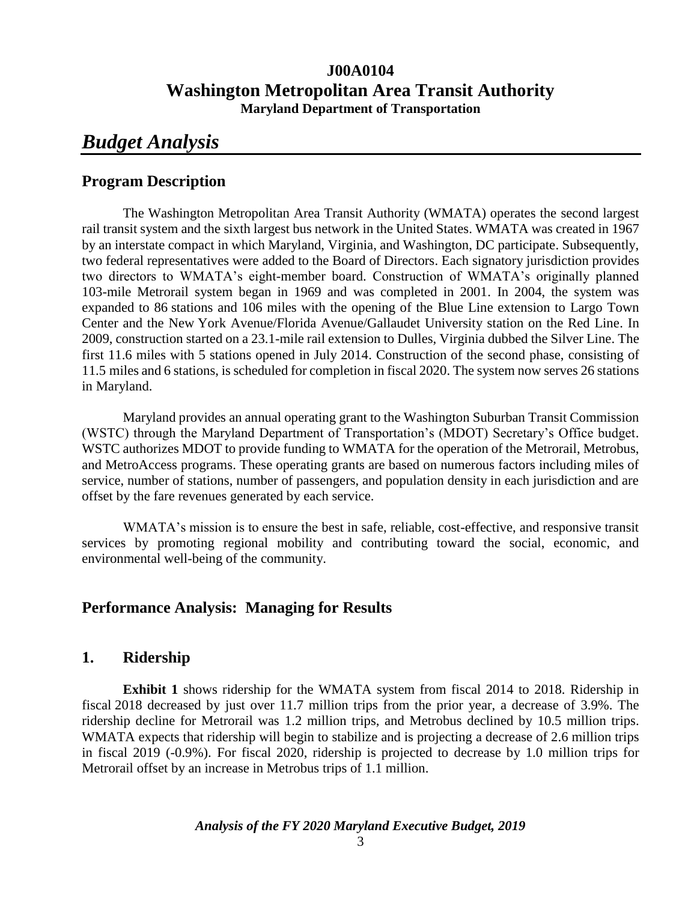# J00A0104
# Washington Metropolitan Area Transit Authority
**Maryland Department of Transportation**

## *Budget Analysis*

### Program Description

The Washington Metropolitan Area Transit Authority (WMATA) operates the second largest rail transit system and the sixth largest bus network in the United States. WMATA was created in 1967 by an interstate compact in which Maryland, Virginia, and Washington, DC participate. Subsequently, two federal representatives were added to the Board of Directors. Each signatory jurisdiction provides two directors to WMATA's eight-member board. Construction of WMATA's originally planned 103-mile Metrorail system began in 1969 and was completed in 2001. In 2004, the system was expanded to 86 stations and 106 miles with the opening of the Blue Line extension to Largo Town Center and the New York Avenue/Florida Avenue/Gallaudet University station on the Red Line. In 2009, construction started on a 23.1-mile rail extension to Dulles, Virginia dubbed the Silver Line. The first 11.6 miles with 5 stations opened in July 2014. Construction of the second phase, consisting of 11.5 miles and 6 stations, is scheduled for completion in fiscal 2020. The system now serves 26 stations in Maryland.

Maryland provides an annual operating grant to the Washington Suburban Transit Commission (WSTC) through the Maryland Department of Transportation's (MDOT) Secretary's Office budget. WSTC authorizes MDOT to provide funding to WMATA for the operation of the Metrorail, Metrobus, and MetroAccess programs. These operating grants are based on numerous factors including miles of service, number of stations, number of passengers, and population density in each jurisdiction and are offset by the fare revenues generated by each service.

WMATA's mission is to ensure the best in safe, reliable, cost-effective, and responsive transit services by promoting regional mobility and contributing toward the social, economic, and environmental well-being of the community.

### Performance Analysis: Managing for Results

### 1. Ridership

**Exhibit 1** shows ridership for the WMATA system from fiscal 2014 to 2018. Ridership in fiscal 2018 decreased by just over 11.7 million trips from the prior year, a decrease of 3.9%. The ridership decline for Metrorail was 1.2 million trips, and Metrobus declined by 10.5 million trips. WMATA expects that ridership will begin to stabilize and is projecting a decrease of 2.6 million trips in fiscal 2019 (-0.9%). For fiscal 2020, ridership is projected to decrease by 1.0 million trips for Metrorail offset by an increase in Metrobus trips of 1.1 million.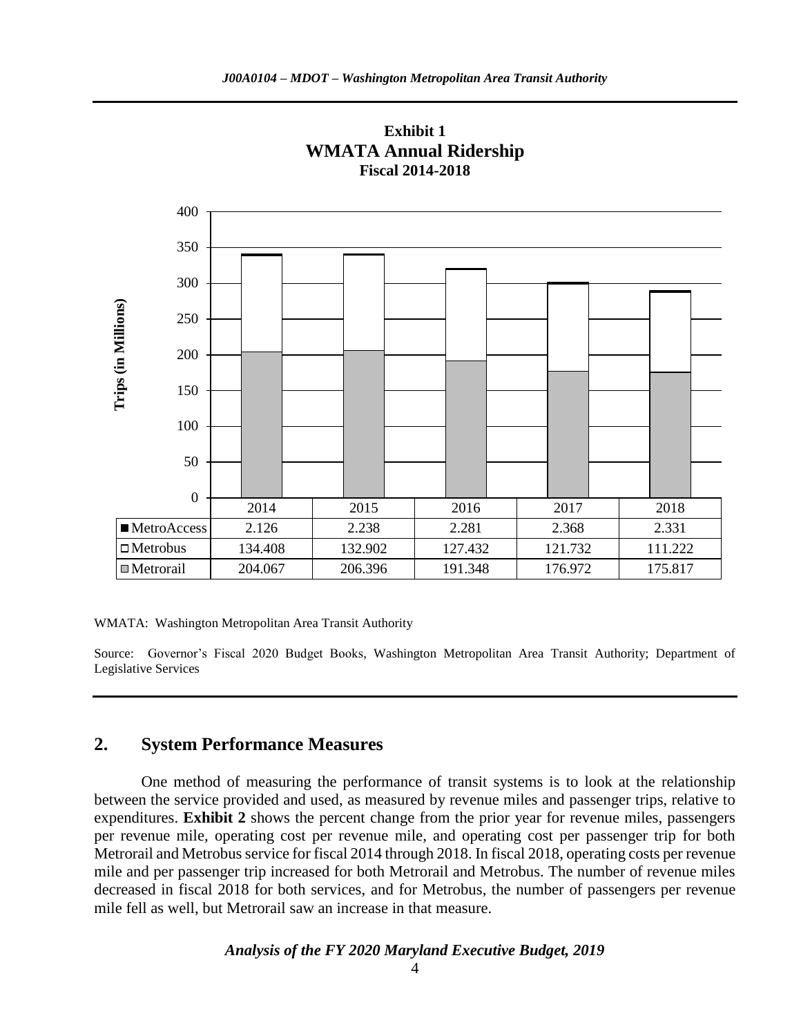**Exhibit 1**
**WMATA Annual Ridership**
**Fiscal 2014-2018**

Trips (in Millions)

| | 2014 | 2015 | 2016 | 2017 | 2018 |
|---|---|---|---|---|---|
| MetroAccess | 2.126 | 2.238 | 2.281 | 2.368 | 2.331 |
| Metrobus | 134.408 | 132.902 | 127.432 | 121.732 | 111.222 |
| Metrorail | 204.067 | 206.396 | 191.348 | 176.972 | 175.817 |

WMATA: Washington Metropolitan Area Transit Authority

Source: Governor's Fiscal 2020 Budget Books, Washington Metropolitan Area Transit Authority; Department of Legislative Services

## 2. System Performance Measures

One method of measuring the performance of transit systems is to look at the relationship between the service provided and used, as measured by revenue miles and passenger trips, relative to expenditures. **Exhibit 2** shows the percent change from the prior year for revenue miles, passengers per revenue mile, operating cost per revenue mile, and operating cost per passenger trip for both Metrorail and Metrobus service for fiscal 2014 through 2018. In fiscal 2018, operating costs per revenue mile and per passenger trip increased for both Metrorail and Metrobus. The number of revenue miles decreased in fiscal 2018 for both services, and for Metrobus, the number of passengers per revenue mile fell as well, but Metrorail saw an increase in that measure.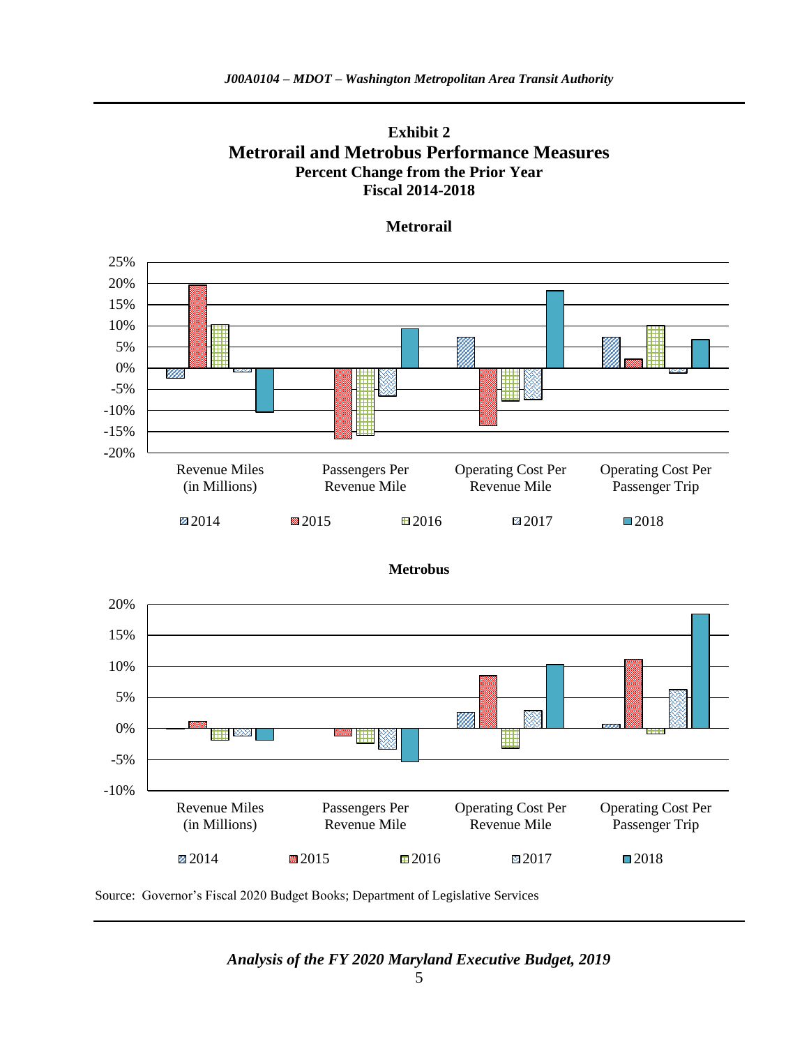**Exhibit 2**

**Metrorail and Metrobus Performance Measures**

**Percent Change from the Prior Year**

**Fiscal 2014-2018**

**Metrorail**

25%
20%
15%
10%
5%
0%
-5%
-10%
-15%
-20%

Revenue Miles (in Millions) | Passengers Per Revenue Mile | Operating Cost Per Revenue Mile | Operating Cost Per Passenger Trip

2014 | 2015 | 2016 | 2017 | 2018

**Metrobus**

20%
15%
10%
5%
0%
-5%
-10%

Revenue Miles (in Millions) | Passengers Per Revenue Mile | Operating Cost Per Revenue Mile | Operating Cost Per Passenger Trip

2014 | 2015 | 2016 | 2017 | 2018

Source: Governor's Fiscal 2020 Budget Books; Department of Legislative Services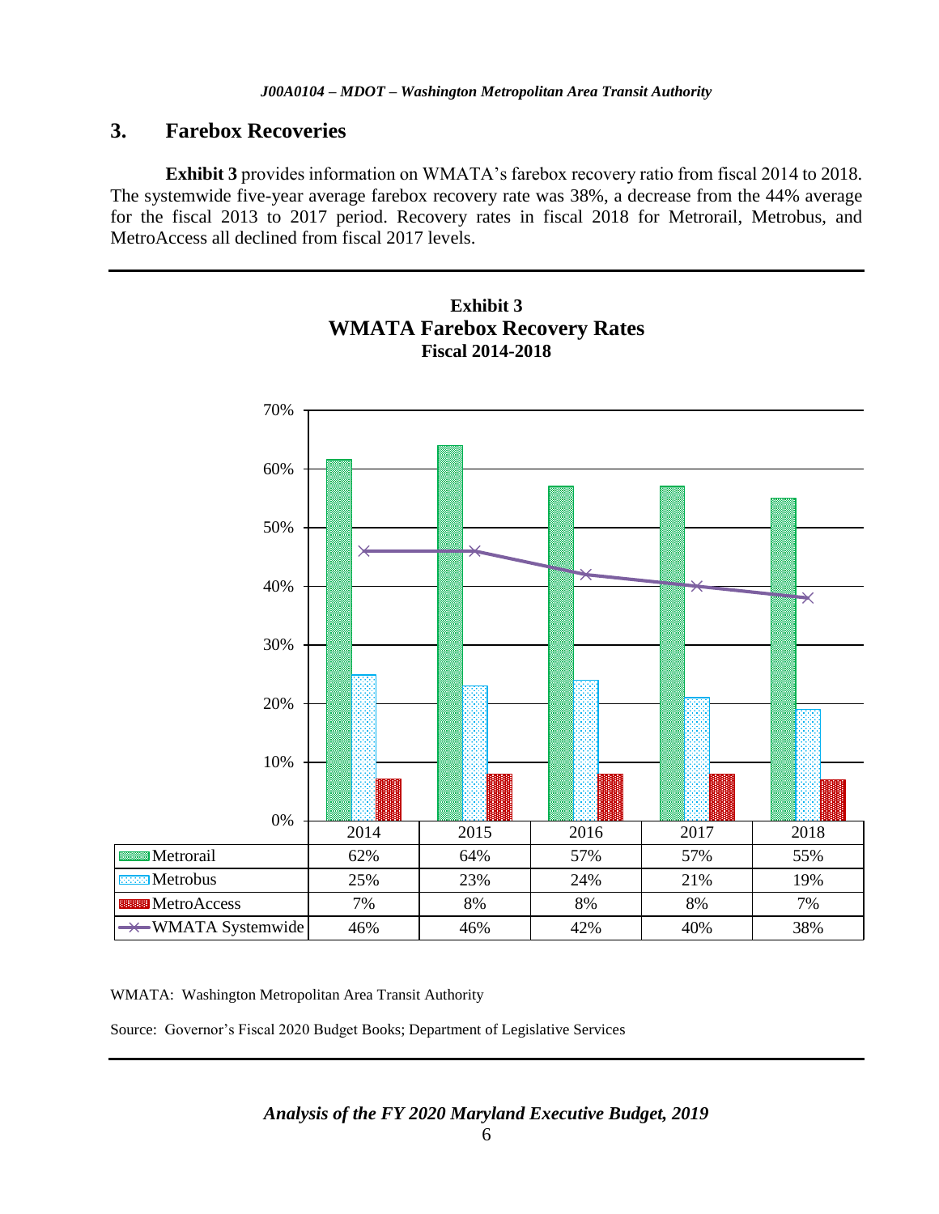## 3. Farebox Recoveries

**Exhibit 3** provides information on WMATA's farebox recovery ratio from fiscal 2014 to 2018. The systemwide five-year average farebox recovery rate was 38%, a decrease from the 44% average for the fiscal 2013 to 2017 period. Recovery rates in fiscal 2018 for Metrorail, Metrobus, and MetroAccess all declined from fiscal 2017 levels.

**Exhibit 3**
**WMATA Farebox Recovery Rates**
**Fiscal 2014-2018**

| | 2014 | 2015 | 2016 | 2017 | 2018 |
|---|---|---|---|---|---|
| Metrorail | 62% | 64% | 57% | 57% | 55% |
| Metrobus | 25% | 23% | 24% | 21% | 19% |
| MetroAccess | 7% | 8% | 8% | 8% | 7% |
| WMATA Systemwide | 46% | 46% | 42% | 40% | 38% |

WMATA: Washington Metropolitan Area Transit Authority

Source: Governor's Fiscal 2020 Budget Books; Department of Legislative Services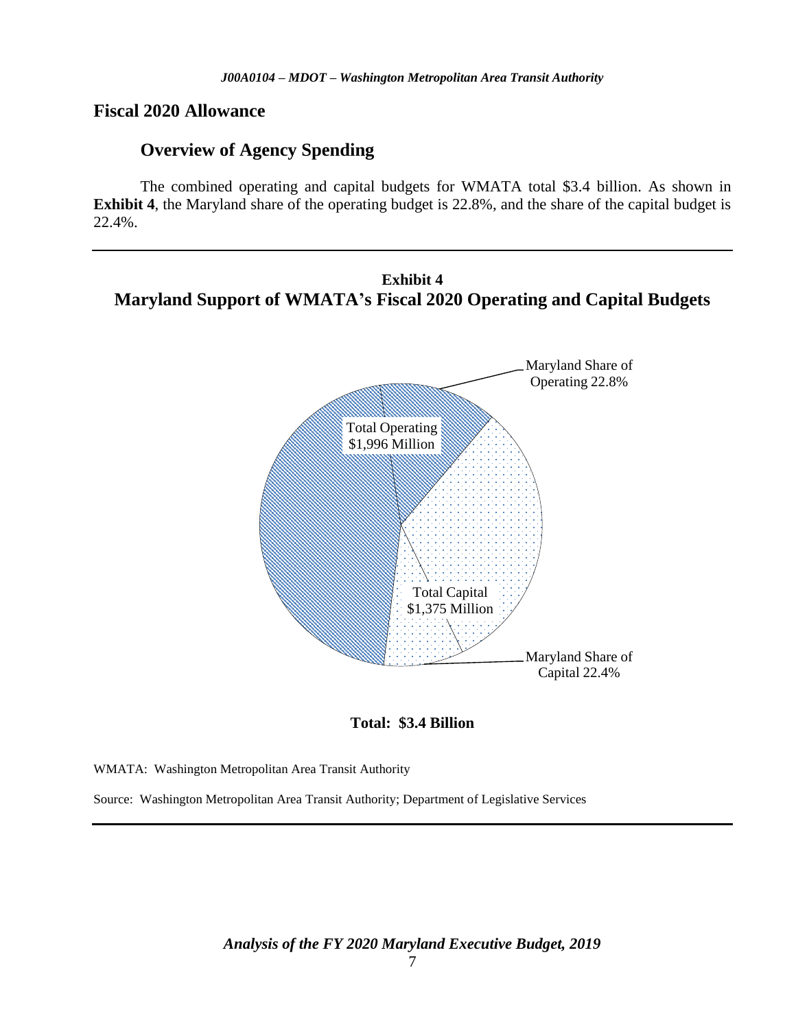## Fiscal 2020 Allowance

### Overview of Agency Spending

The combined operating and capital budgets for WMATA total $3.4 billion. As shown in **Exhibit 4**, the Maryland share of the operating budget is 22.8%, and the share of the capital budget is 22.4%.

---

**Exhibit 4**
**Maryland Support of WMATA's Fiscal 2020 Operating and Capital Budgets**

Maryland Share of Operating 22.8%

Total Operating $1,996 Million

Total Capital $1,375 Million

Maryland Share of Capital 22.4%

**Total: $3.4 Billion**

WMATA: Washington Metropolitan Area Transit Authority

Source: Washington Metropolitan Area Transit Authority; Department of Legislative Services

---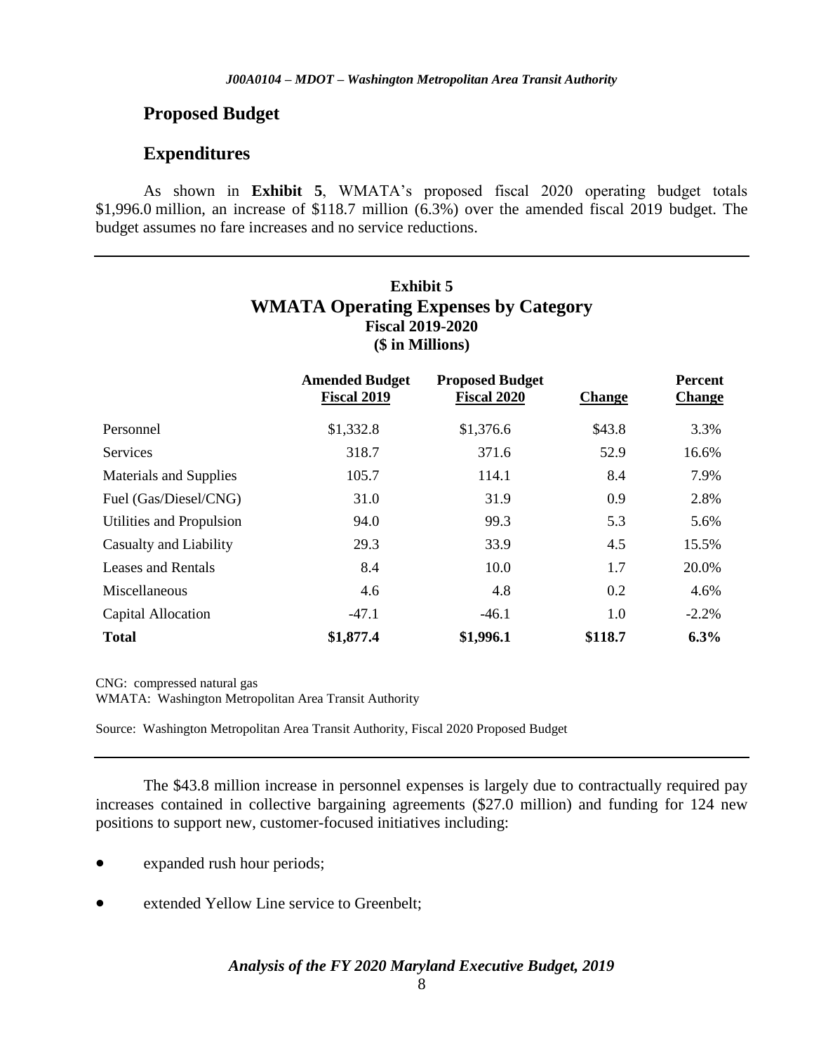## Proposed Budget

## Expenditures

As shown in **Exhibit 5**, WMATA's proposed fiscal 2020 operating budget totals \$1,996.0 million, an increase of \$118.7 million (6.3%) over the amended fiscal 2019 budget. The budget assumes no fare increases and no service reductions.

**Exhibit 5**
**WMATA Operating Expenses by Category**
**Fiscal 2019-2020**
**(\$ in Millions)**

| | Amended Budget Fiscal 2019 | Proposed Budget Fiscal 2020 | Change | Percent Change |
|---|---|---|---|---|
| Personnel | \$1,332.8 | \$1,376.6 | \$43.8 | 3.3% |
| Services | 318.7 | 371.6 | 52.9 | 16.6% |
| Materials and Supplies | 105.7 | 114.1 | 8.4 | 7.9% |
| Fuel (Gas/Diesel/CNG) | 31.0 | 31.9 | 0.9 | 2.8% |
| Utilities and Propulsion | 94.0 | 99.3 | 5.3 | 5.6% |
| Casualty and Liability | 29.3 | 33.9 | 4.5 | 15.5% |
| Leases and Rentals | 8.4 | 10.0 | 1.7 | 20.0% |
| Miscellaneous | 4.6 | 4.8 | 0.2 | 4.6% |
| Capital Allocation | -47.1 | -46.1 | 1.0 | -2.2% |
| **Total** | **\$1,877.4** | **\$1,996.1** | **\$118.7** | **6.3%** |

CNG: compressed natural gas
WMATA: Washington Metropolitan Area Transit Authority

Source: Washington Metropolitan Area Transit Authority, Fiscal 2020 Proposed Budget

The \$43.8 million increase in personnel expenses is largely due to contractually required pay increases contained in collective bargaining agreements (\$27.0 million) and funding for 124 new positions to support new, customer-focused initiatives including:

- expanded rush hour periods;
- extended Yellow Line service to Greenbelt;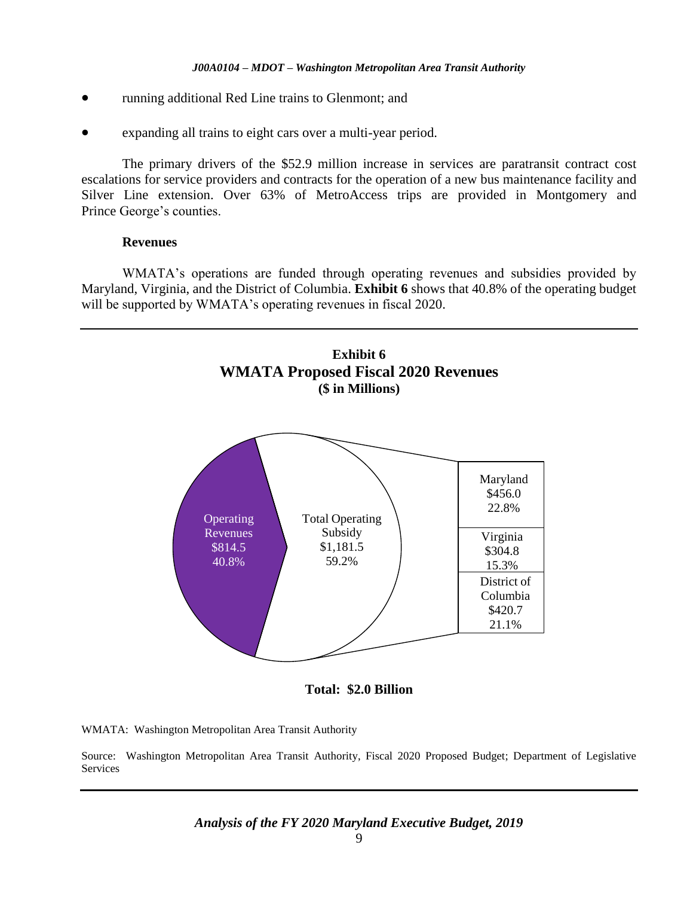- running additional Red Line trains to Glenmont; and
- expanding all trains to eight cars over a multi-year period.

The primary drivers of the $52.9 million increase in services are paratransit contract cost escalations for service providers and contracts for the operation of a new bus maintenance facility and Silver Line extension. Over 63% of MetroAccess trips are provided in Montgomery and Prince George's counties.

**Revenues**

WMATA's operations are funded through operating revenues and subsidies provided by Maryland, Virginia, and the District of Columbia. **Exhibit 6** shows that 40.8% of the operating budget will be supported by WMATA's operating revenues in fiscal 2020.

**Exhibit 6**
**WMATA Proposed Fiscal 2020 Revenues**
**($ in Millions)**

| Category | Amount | Percent |
| --- | --- | --- |
| Operating Revenues | $814.5 | 40.8% |
| Total Operating Subsidy | $1,181.5 | 59.2% |
| Maryland | $456.0 | 22.8% |
| Virginia | $304.8 | 15.3% |
| District of Columbia | $420.7 | 21.1% |

**Total: $2.0 Billion**

WMATA: Washington Metropolitan Area Transit Authority

Source: Washington Metropolitan Area Transit Authority, Fiscal 2020 Proposed Budget; Department of Legislative Services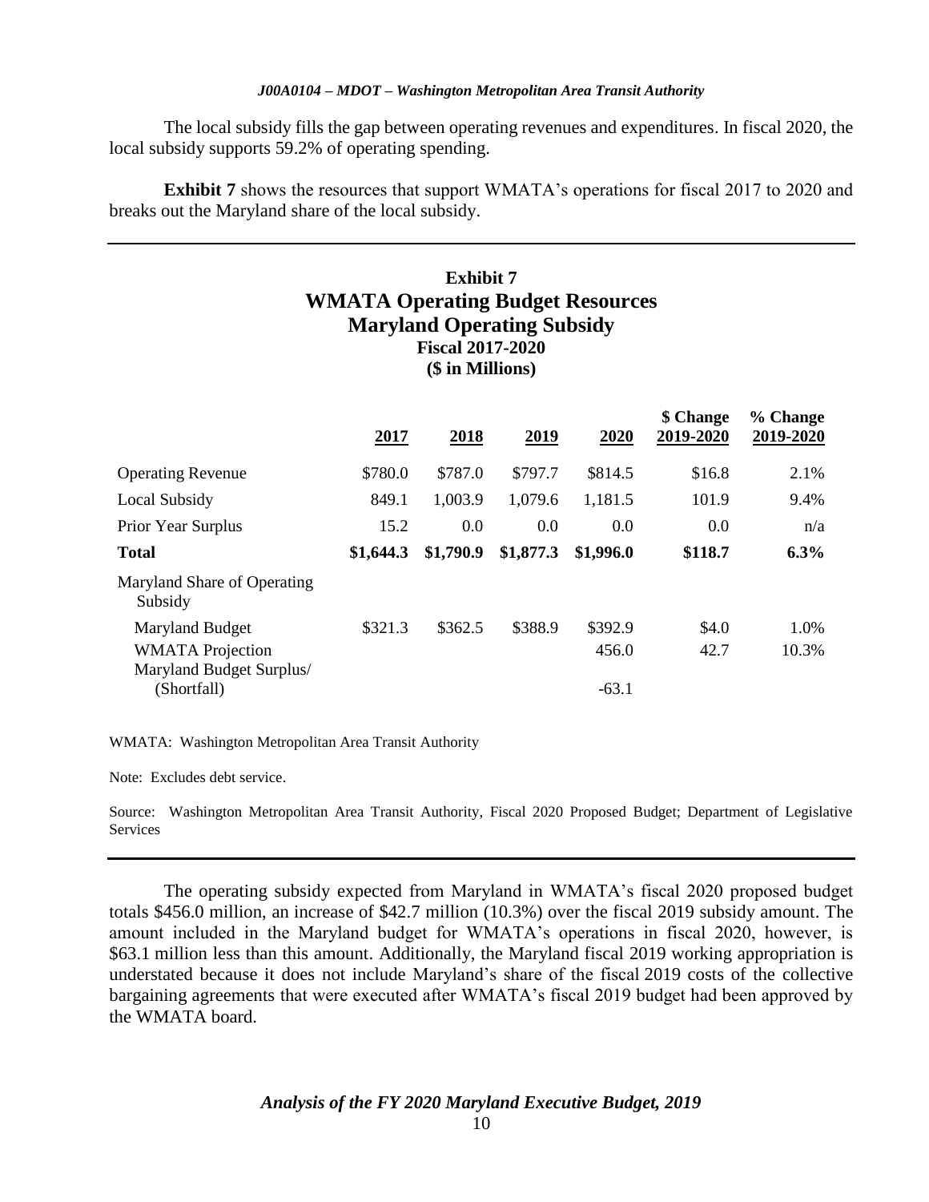The local subsidy fills the gap between operating revenues and expenditures. In fiscal 2020, the local subsidy supports 59.2% of operating spending.

**Exhibit 7** shows the resources that support WMATA's operations for fiscal 2017 to 2020 and breaks out the Maryland share of the local subsidy.

**Exhibit 7**
**WMATA Operating Budget Resources**
**Maryland Operating Subsidy**
**Fiscal 2017-2020**
**($ in Millions)**

| | 2017 | 2018 | 2019 | 2020 | $ Change 2019-2020 | % Change 2019-2020 |
|---|---|---|---|---|---|---|
| Operating Revenue | $780.0 | $787.0 | $797.7 | $814.5 | $16.8 | 2.1% |
| Local Subsidy | 849.1 | 1,003.9 | 1,079.6 | 1,181.5 | 101.9 | 9.4% |
| Prior Year Surplus | 15.2 | 0.0 | 0.0 | 0.0 | 0.0 | n/a |
| **Total** | **$1,644.3** | **$1,790.9** | **$1,877.3** | **$1,996.0** | **$118.7** | **6.3%** |
| Maryland Share of Operating Subsidy | | | | | | |
| Maryland Budget | $321.3 | $362.5 | $388.9 | $392.9 | $4.0 | 1.0% |
| WMATA Projection | | | | 456.0 | 42.7 | 10.3% |
| Maryland Budget Surplus/ (Shortfall) | | | | -63.1 | | |

WMATA: Washington Metropolitan Area Transit Authority

Note: Excludes debt service.

Source: Washington Metropolitan Area Transit Authority, Fiscal 2020 Proposed Budget; Department of Legislative Services

The operating subsidy expected from Maryland in WMATA's fiscal 2020 proposed budget totals $456.0 million, an increase of $42.7 million (10.3%) over the fiscal 2019 subsidy amount. The amount included in the Maryland budget for WMATA's operations in fiscal 2020, however, is $63.1 million less than this amount. Additionally, the Maryland fiscal 2019 working appropriation is understated because it does not include Maryland's share of the fiscal 2019 costs of the collective bargaining agreements that were executed after WMATA's fiscal 2019 budget had been approved by the WMATA board.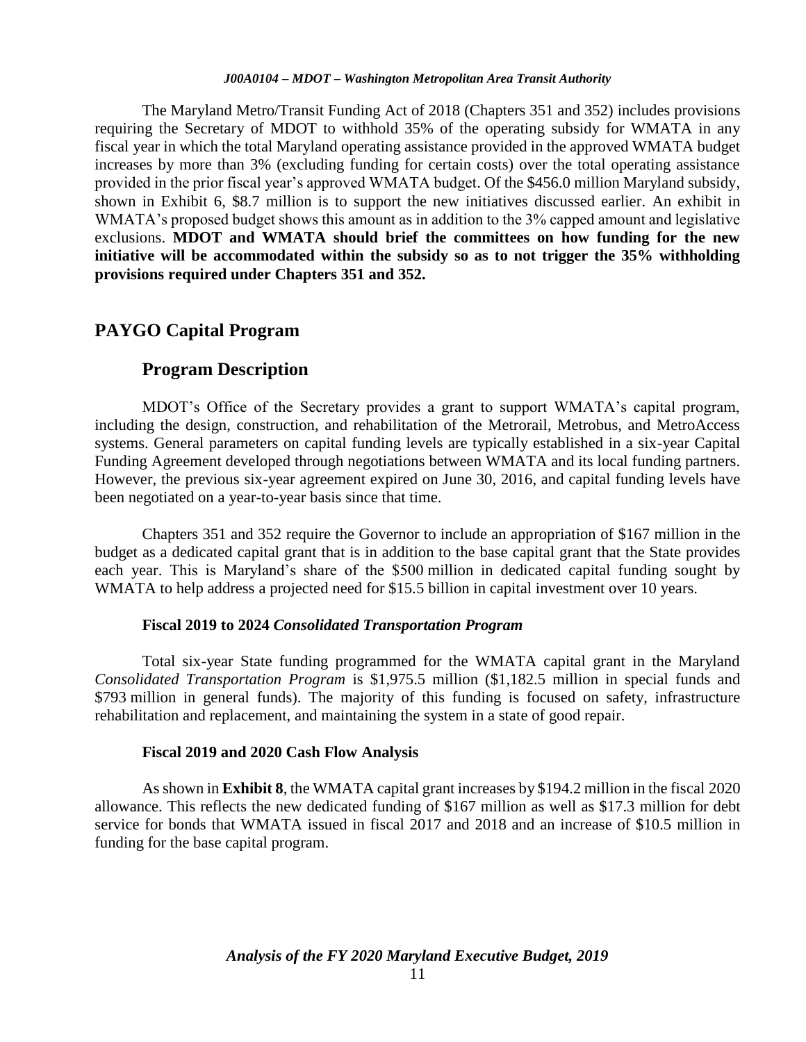The Maryland Metro/Transit Funding Act of 2018 (Chapters 351 and 352) includes provisions requiring the Secretary of MDOT to withhold 35% of the operating subsidy for WMATA in any fiscal year in which the total Maryland operating assistance provided in the approved WMATA budget increases by more than 3% (excluding funding for certain costs) over the total operating assistance provided in the prior fiscal year's approved WMATA budget. Of the $456.0 million Maryland subsidy, shown in Exhibit 6, $8.7 million is to support the new initiatives discussed earlier. An exhibit in WMATA's proposed budget shows this amount as in addition to the 3% capped amount and legislative exclusions. **MDOT and WMATA should brief the committees on how funding for the new initiative will be accommodated within the subsidy so as to not trigger the 35% withholding provisions required under Chapters 351 and 352.**

## PAYGO Capital Program

### Program Description

MDOT's Office of the Secretary provides a grant to support WMATA's capital program, including the design, construction, and rehabilitation of the Metrorail, Metrobus, and MetroAccess systems. General parameters on capital funding levels are typically established in a six-year Capital Funding Agreement developed through negotiations between WMATA and its local funding partners. However, the previous six-year agreement expired on June 30, 2016, and capital funding levels have been negotiated on a year-to-year basis since that time.

Chapters 351 and 352 require the Governor to include an appropriation of $167 million in the budget as a dedicated capital grant that is in addition to the base capital grant that the State provides each year. This is Maryland's share of the $500 million in dedicated capital funding sought by WMATA to help address a projected need for $15.5 billion in capital investment over 10 years.

#### Fiscal 2019 to 2024 *Consolidated Transportation Program*

Total six-year State funding programmed for the WMATA capital grant in the Maryland *Consolidated Transportation Program* is $1,975.5 million ($1,182.5 million in special funds and $793 million in general funds). The majority of this funding is focused on safety, infrastructure rehabilitation and replacement, and maintaining the system in a state of good repair.

#### Fiscal 2019 and 2020 Cash Flow Analysis

As shown in **Exhibit 8**, the WMATA capital grant increases by $194.2 million in the fiscal 2020 allowance. This reflects the new dedicated funding of $167 million as well as $17.3 million for debt service for bonds that WMATA issued in fiscal 2017 and 2018 and an increase of $10.5 million in funding for the base capital program.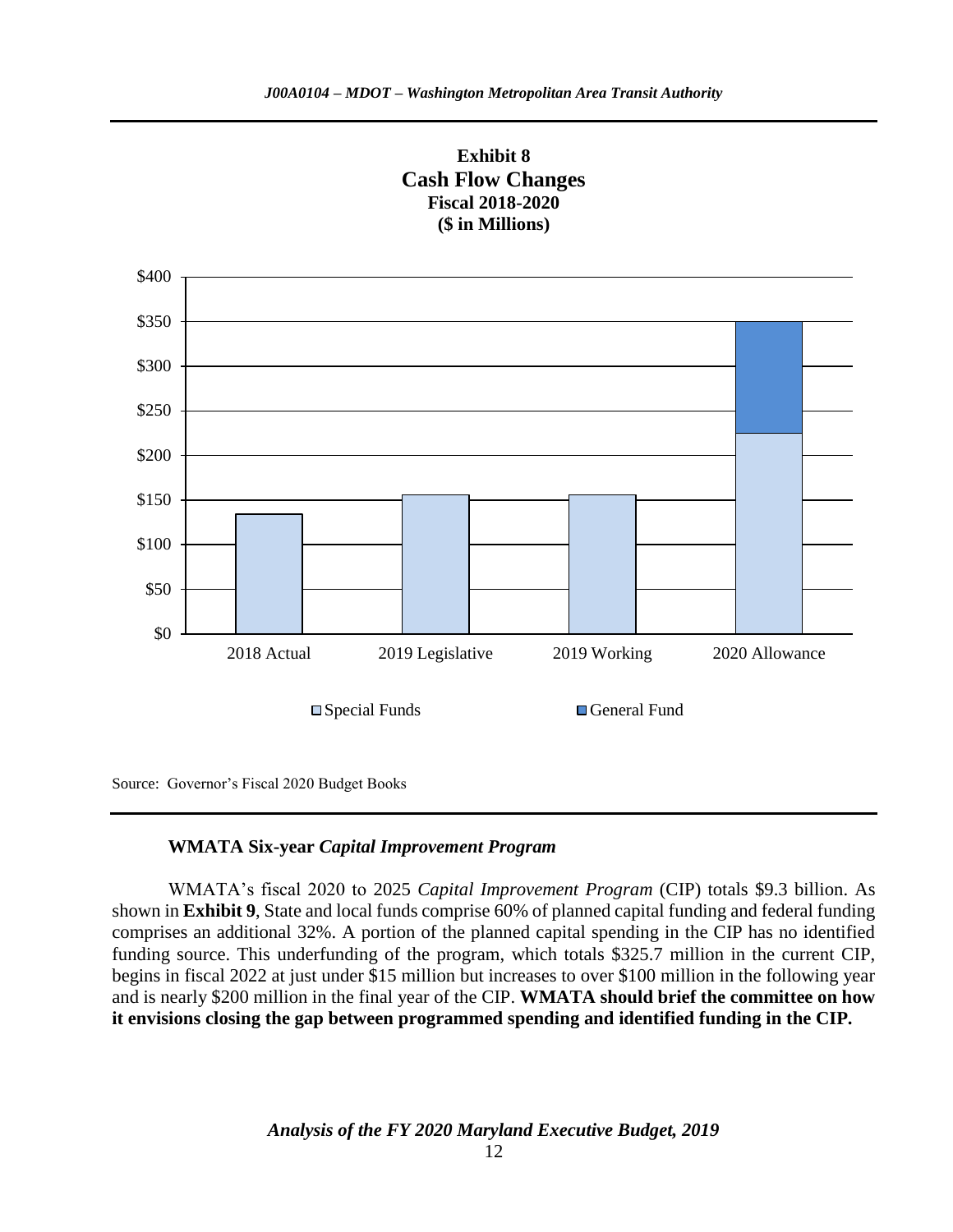**Exhibit 8**
**Cash Flow Changes**
**Fiscal 2018-2020**
**($ in Millions)**

Source: Governor's Fiscal 2020 Budget Books

### WMATA Six-year *Capital Improvement Program*

WMATA's fiscal 2020 to 2025 *Capital Improvement Program* (CIP) totals $9.3 billion. As shown in **Exhibit 9**, State and local funds comprise 60% of planned capital funding and federal funding comprises an additional 32%. A portion of the planned capital spending in the CIP has no identified funding source. This underfunding of the program, which totals $325.7 million in the current CIP, begins in fiscal 2022 at just under $15 million but increases to over $100 million in the following year and is nearly $200 million in the final year of the CIP. **WMATA should brief the committee on how it envisions closing the gap between programmed spending and identified funding in the CIP.**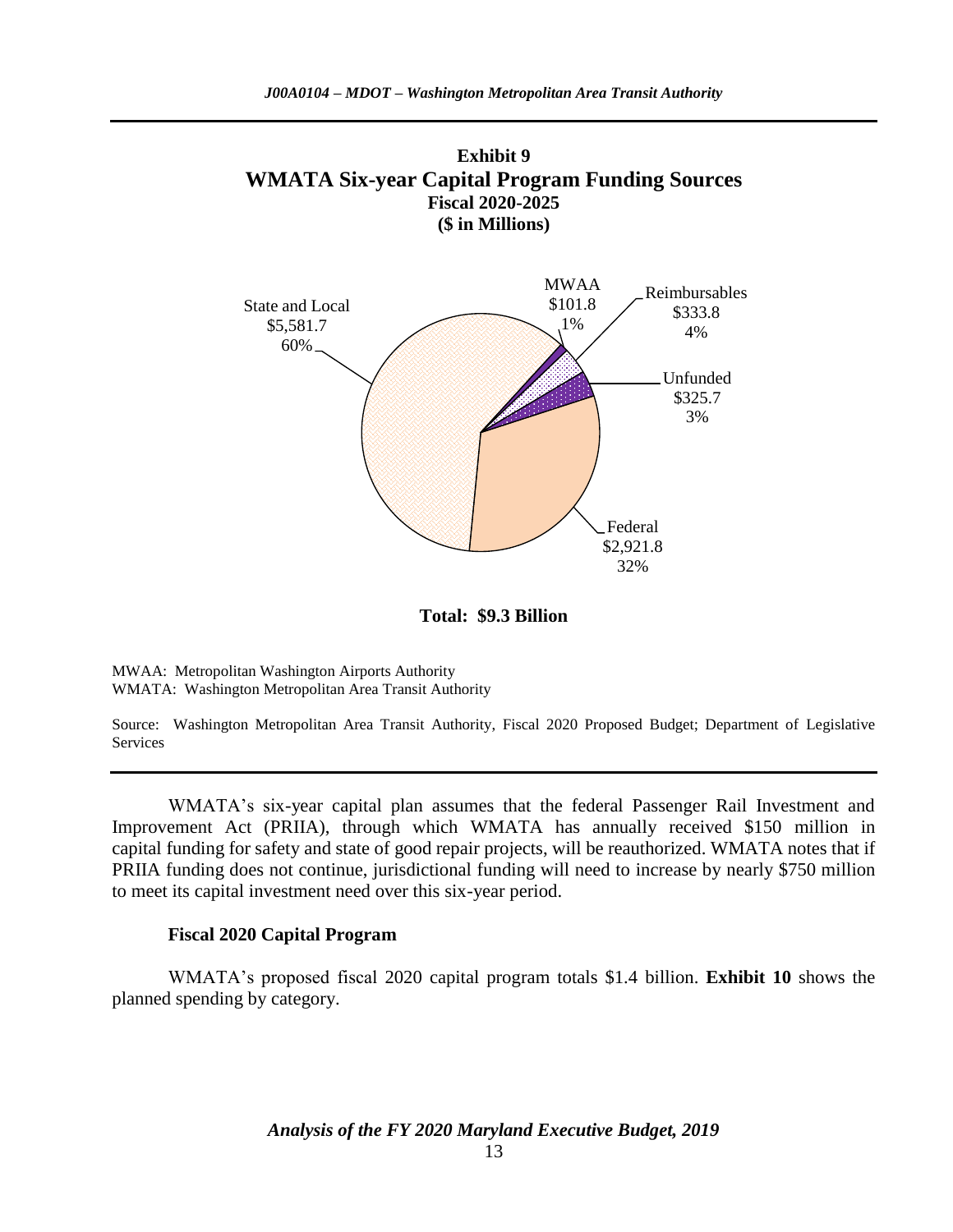**Exhibit 9**
**WMATA Six-year Capital Program Funding Sources**
**Fiscal 2020-2025**
**($ in Millions)**

State and Local $5,581.7 60%

MWAA $101.8 1%

Reimbursables $333.8 4%

Unfunded $325.7 3%

Federal $2,921.8 32%

**Total: $9.3 Billion**

MWAA: Metropolitan Washington Airports Authority
WMATA: Washington Metropolitan Area Transit Authority

Source: Washington Metropolitan Area Transit Authority, Fiscal 2020 Proposed Budget; Department of Legislative Services

WMATA's six-year capital plan assumes that the federal Passenger Rail Investment and Improvement Act (PRIIA), through which WMATA has annually received $150 million in capital funding for safety and state of good repair projects, will be reauthorized. WMATA notes that if PRIIA funding does not continue, jurisdictional funding will need to increase by nearly $750 million to meet its capital investment need over this six-year period.

### Fiscal 2020 Capital Program

WMATA's proposed fiscal 2020 capital program totals $1.4 billion. **Exhibit 10** shows the planned spending by category.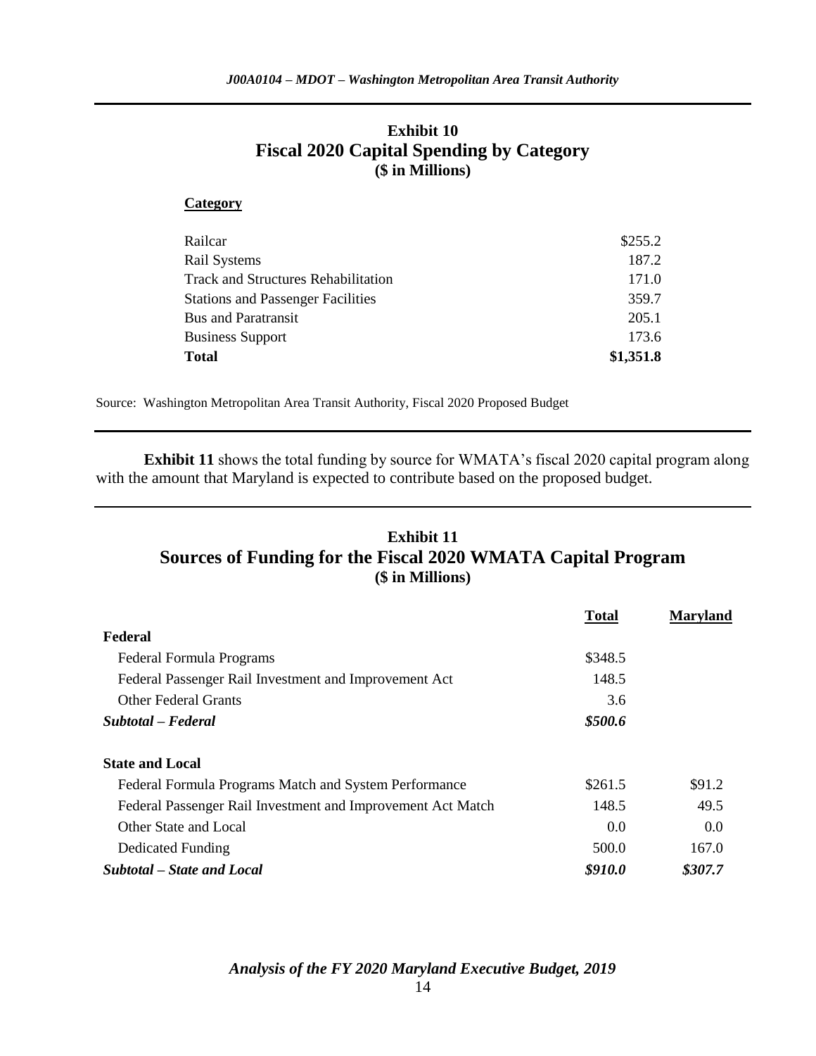### Exhibit 10
### Fiscal 2020 Capital Spending by Category
**($ in Millions)**

| **Category** | |
|---|---|
| Railcar | $255.2 |
| Rail Systems | 187.2 |
| Track and Structures Rehabilitation | 171.0 |
| Stations and Passenger Facilities | 359.7 |
| Bus and Paratransit | 205.1 |
| Business Support | 173.6 |
| **Total** | **$1,351.8** |

Source: Washington Metropolitan Area Transit Authority, Fiscal 2020 Proposed Budget

**Exhibit 11** shows the total funding by source for WMATA's fiscal 2020 capital program along with the amount that Maryland is expected to contribute based on the proposed budget.

### Exhibit 11
### Sources of Funding for the Fiscal 2020 WMATA Capital Program
**($ in Millions)**

| | **Total** | **Maryland** |
|---|---|---|
| **Federal** | | |
| Federal Formula Programs | $348.5 | |
| Federal Passenger Rail Investment and Improvement Act | 148.5 | |
| Other Federal Grants | 3.6 | |
| ***Subtotal – Federal*** | ***$500.6*** | |
| | | |
| **State and Local** | | |
| Federal Formula Programs Match and System Performance | $261.5 | $91.2 |
| Federal Passenger Rail Investment and Improvement Act Match | 148.5 | 49.5 |
| Other State and Local | 0.0 | 0.0 |
| Dedicated Funding | 500.0 | 167.0 |
| ***Subtotal – State and Local*** | ***$910.0*** | ***$307.7*** |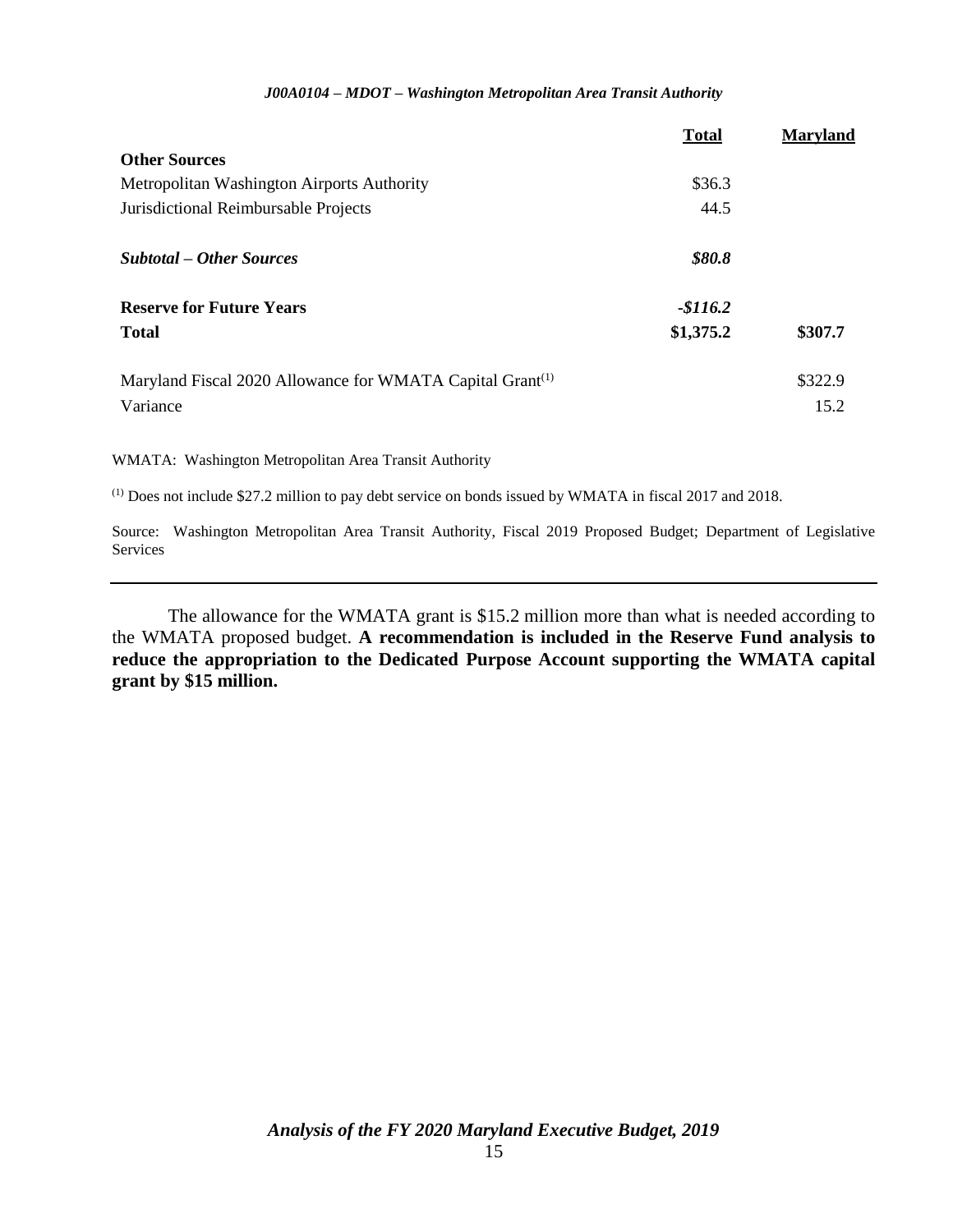| | Total | Maryland |
|---|---|---|
| **Other Sources** | | |
| Metropolitan Washington Airports Authority | \$36.3 | |
| Jurisdictional Reimbursable Projects | 44.5 | |
| ***Subtotal – Other Sources*** | ***\$80.8*** | |
| **Reserve for Future Years** | ***-\$116.2*** | |
| **Total** | **\$1,375.2** | **\$307.7** |
| Maryland Fiscal 2020 Allowance for WMATA Capital Grant[1] | | \$322.9 |
| Variance | | 15.2 |

WMATA: Washington Metropolitan Area Transit Authority

[1] Does not include \$27.2 million to pay debt service on bonds issued by WMATA in fiscal 2017 and 2018.

Source: Washington Metropolitan Area Transit Authority, Fiscal 2019 Proposed Budget; Department of Legislative Services

---

The allowance for the WMATA grant is \$15.2 million more than what is needed according to the WMATA proposed budget. **A recommendation is included in the Reserve Fund analysis to reduce the appropriation to the Dedicated Purpose Account supporting the WMATA capital grant by \$15 million.**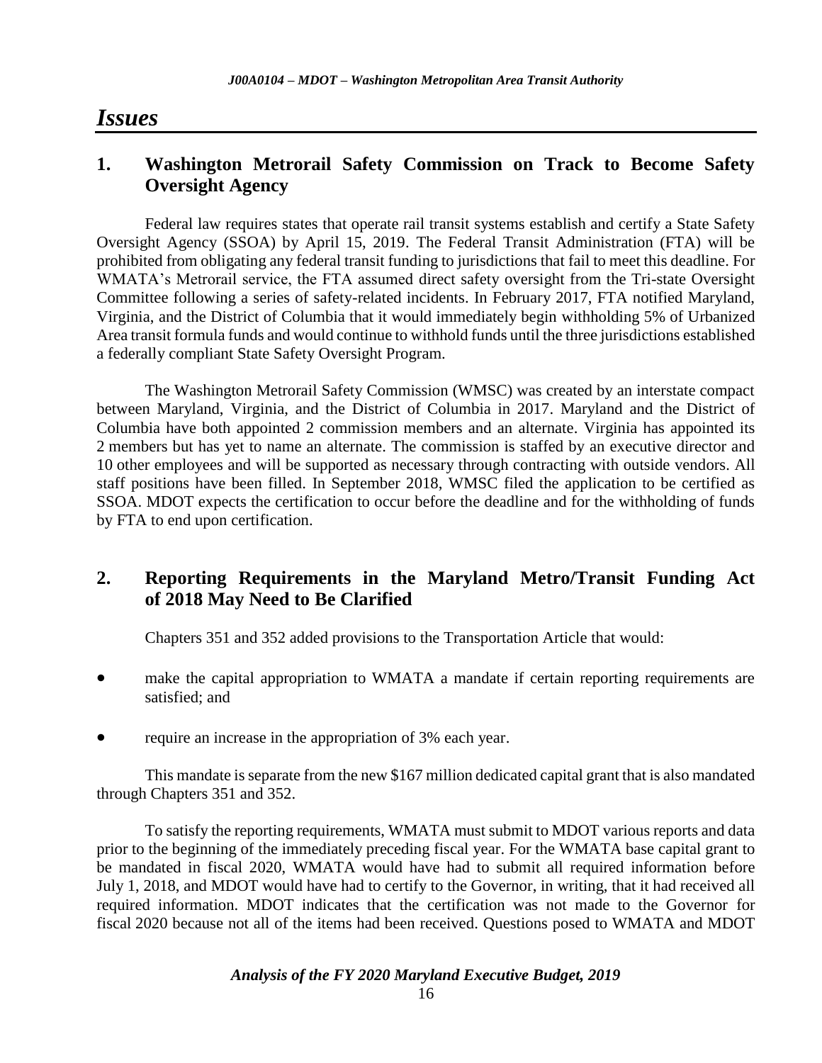# Issues

## 1. Washington Metrorail Safety Commission on Track to Become Safety Oversight Agency

Federal law requires states that operate rail transit systems establish and certify a State Safety Oversight Agency (SSOA) by April 15, 2019. The Federal Transit Administration (FTA) will be prohibited from obligating any federal transit funding to jurisdictions that fail to meet this deadline. For WMATA's Metrorail service, the FTA assumed direct safety oversight from the Tri-state Oversight Committee following a series of safety-related incidents. In February 2017, FTA notified Maryland, Virginia, and the District of Columbia that it would immediately begin withholding 5% of Urbanized Area transit formula funds and would continue to withhold funds until the three jurisdictions established a federally compliant State Safety Oversight Program.

The Washington Metrorail Safety Commission (WMSC) was created by an interstate compact between Maryland, Virginia, and the District of Columbia in 2017. Maryland and the District of Columbia have both appointed 2 commission members and an alternate. Virginia has appointed its 2 members but has yet to name an alternate. The commission is staffed by an executive director and 10 other employees and will be supported as necessary through contracting with outside vendors. All staff positions have been filled. In September 2018, WMSC filed the application to be certified as SSOA. MDOT expects the certification to occur before the deadline and for the withholding of funds by FTA to end upon certification.

## 2. Reporting Requirements in the Maryland Metro/Transit Funding Act of 2018 May Need to Be Clarified

Chapters 351 and 352 added provisions to the Transportation Article that would:

- make the capital appropriation to WMATA a mandate if certain reporting requirements are satisfied; and
- require an increase in the appropriation of 3% each year.

This mandate is separate from the new $167 million dedicated capital grant that is also mandated through Chapters 351 and 352.

To satisfy the reporting requirements, WMATA must submit to MDOT various reports and data prior to the beginning of the immediately preceding fiscal year. For the WMATA base capital grant to be mandated in fiscal 2020, WMATA would have had to submit all required information before July 1, 2018, and MDOT would have had to certify to the Governor, in writing, that it had received all required information. MDOT indicates that the certification was not made to the Governor for fiscal 2020 because not all of the items had been received. Questions posed to WMATA and MDOT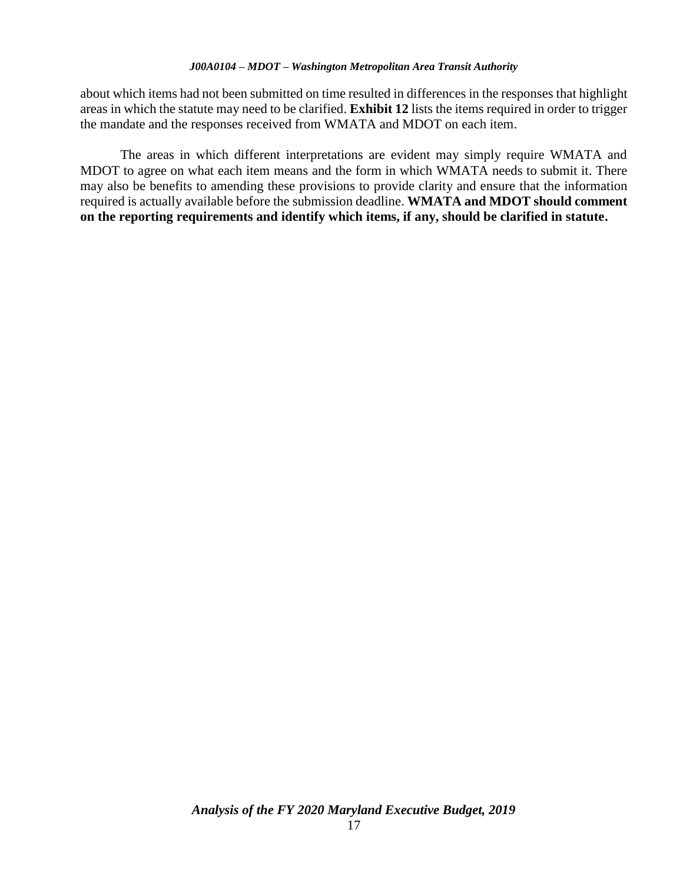about which items had not been submitted on time resulted in differences in the responses that highlight areas in which the statute may need to be clarified. **Exhibit 12** lists the items required in order to trigger the mandate and the responses received from WMATA and MDOT on each item.

The areas in which different interpretations are evident may simply require WMATA and MDOT to agree on what each item means and the form in which WMATA needs to submit it. There may also be benefits to amending these provisions to provide clarity and ensure that the information required is actually available before the submission deadline. **WMATA and MDOT should comment on the reporting requirements and identify which items, if any, should be clarified in statute.**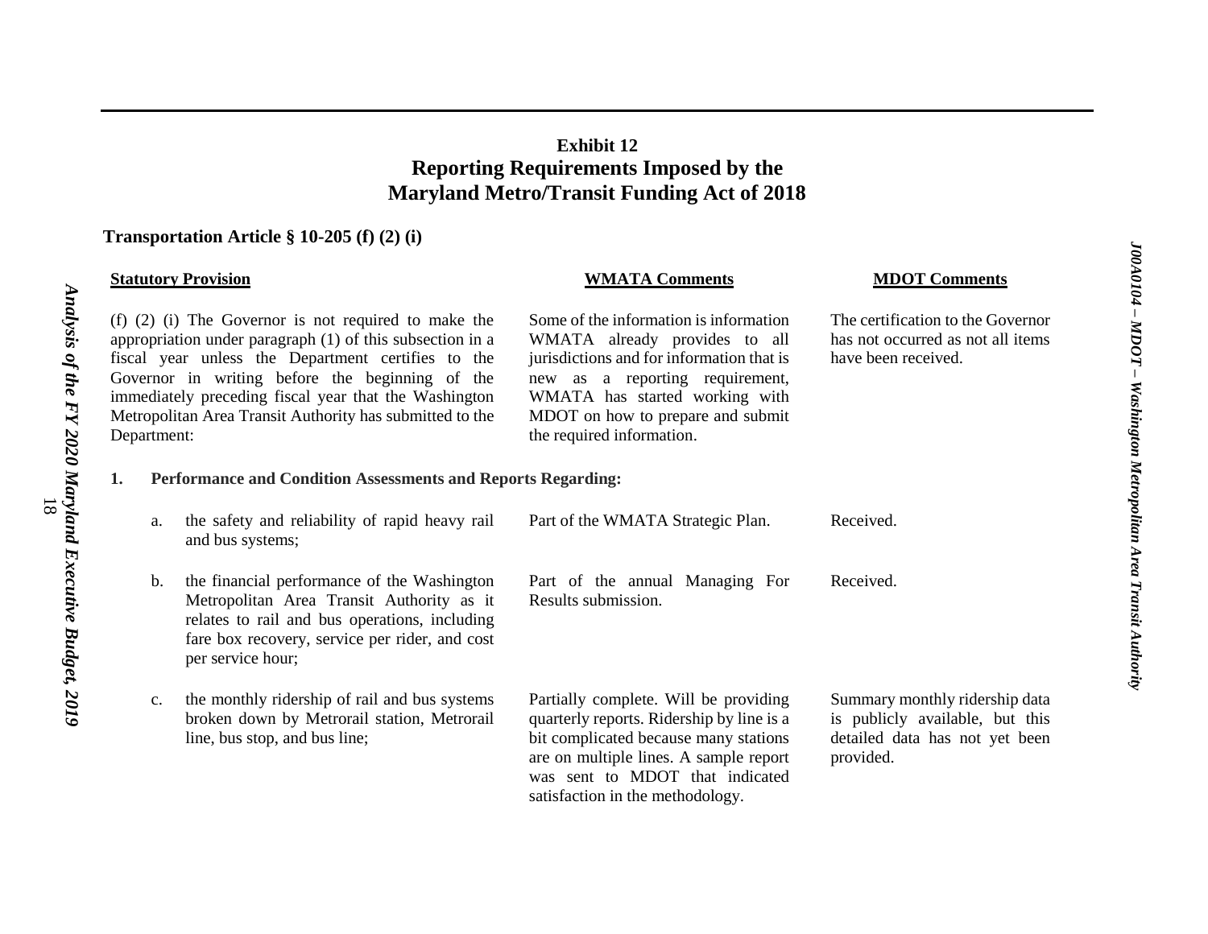**Exhibit 12**
**Reporting Requirements Imposed by the Maryland Metro/Transit Funding Act of 2018**

**Transportation Article § 10-205 (f) (2) (i)**

| Statutory Provision | WMATA Comments | MDOT Comments |
|---|---|---|
| (f) (2) (i) The Governor is not required to make the appropriation under paragraph (1) of this subsection in a fiscal year unless the Department certifies to the Governor in writing before the beginning of the immediately preceding fiscal year that the Washington Metropolitan Area Transit Authority has submitted to the Department: | Some of the information is information WMATA already provides to all jurisdictions and for information that is new as a reporting requirement, WMATA has started working with MDOT on how to prepare and submit the required information. | The certification to the Governor has not occurred as not all items have been received. |
| **1. Performance and Condition Assessments and Reports Regarding:** | | |
| a. the safety and reliability of rapid heavy rail and bus systems; | Part of the WMATA Strategic Plan. | Received. |
| b. the financial performance of the Washington Metropolitan Area Transit Authority as it relates to rail and bus operations, including fare box recovery, service per rider, and cost per service hour; | Part of the annual Managing For Results submission. | Received. |
| c. the monthly ridership of rail and bus systems broken down by Metrorail station, Metrorail line, bus stop, and bus line; | Partially complete. Will be providing quarterly reports. Ridership by line is a bit complicated because many stations are on multiple lines. A sample report was sent to MDOT that indicated satisfaction in the methodology. | Summary monthly ridership data is publicly available, but this detailed data has not yet been provided. |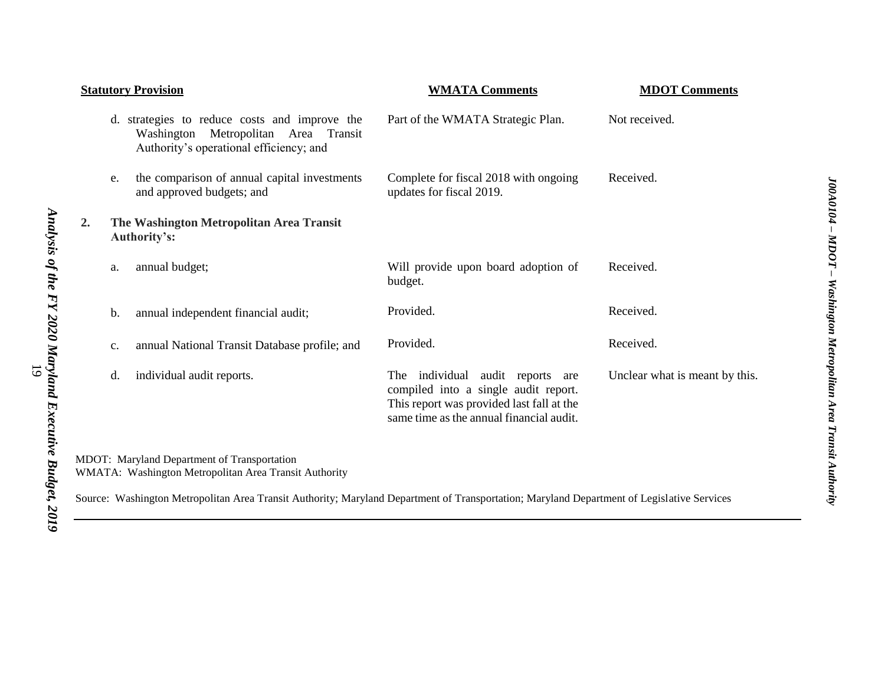| Statutory Provision | WMATA Comments | MDOT Comments |
|---|---|---|
| d. strategies to reduce costs and improve the Washington Metropolitan Area Transit Authority's operational efficiency; and | Part of the WMATA Strategic Plan. | Not received. |
| e. the comparison of annual capital investments and approved budgets; and | Complete for fiscal 2018 with ongoing updates for fiscal 2019. | Received. |
| **2. The Washington Metropolitan Area Transit Authority's:** | | |
| a. annual budget; | Will provide upon board adoption of budget. | Received. |
| b. annual independent financial audit; | Provided. | Received. |
| c. annual National Transit Database profile; and | Provided. | Received. |
| d. individual audit reports. | The individual audit reports are compiled into a single audit report. This report was provided last fall at the same time as the annual financial audit. | Unclear what is meant by this. |

MDOT: Maryland Department of Transportation
WMATA: Washington Metropolitan Area Transit Authority

Source: Washington Metropolitan Area Transit Authority; Maryland Department of Transportation; Maryland Department of Legislative Services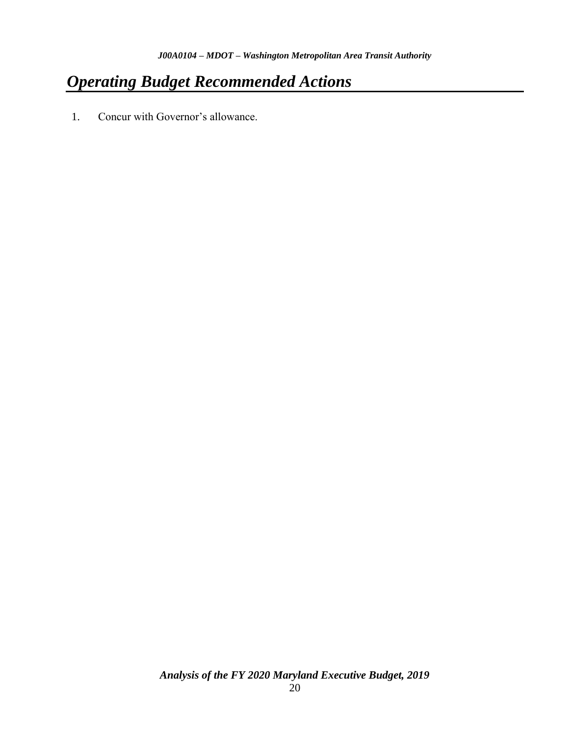# *Operating Budget Recommended Actions*

1. Concur with Governor's allowance.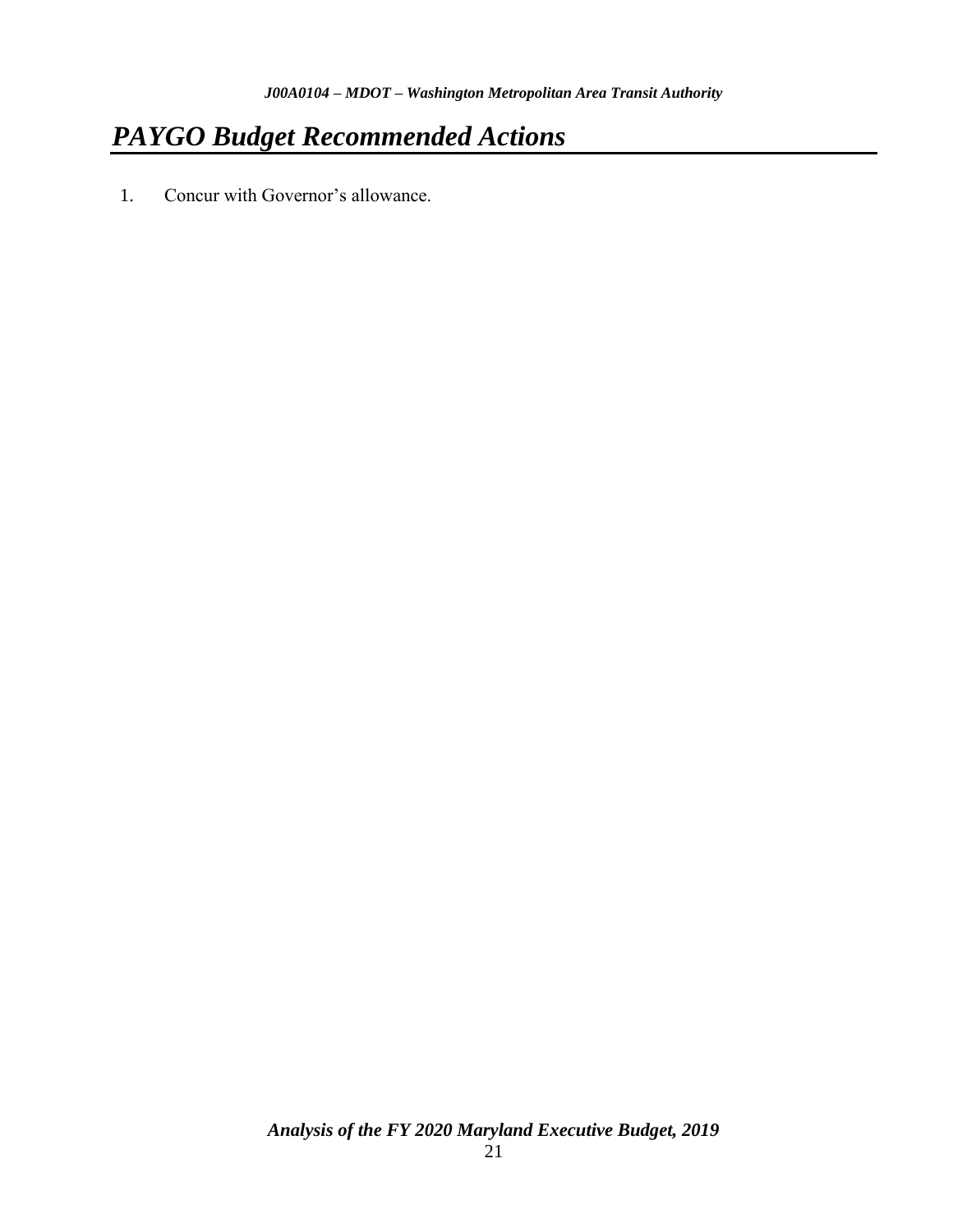# *PAYGO Budget Recommended Actions*

1. Concur with Governor's allowance.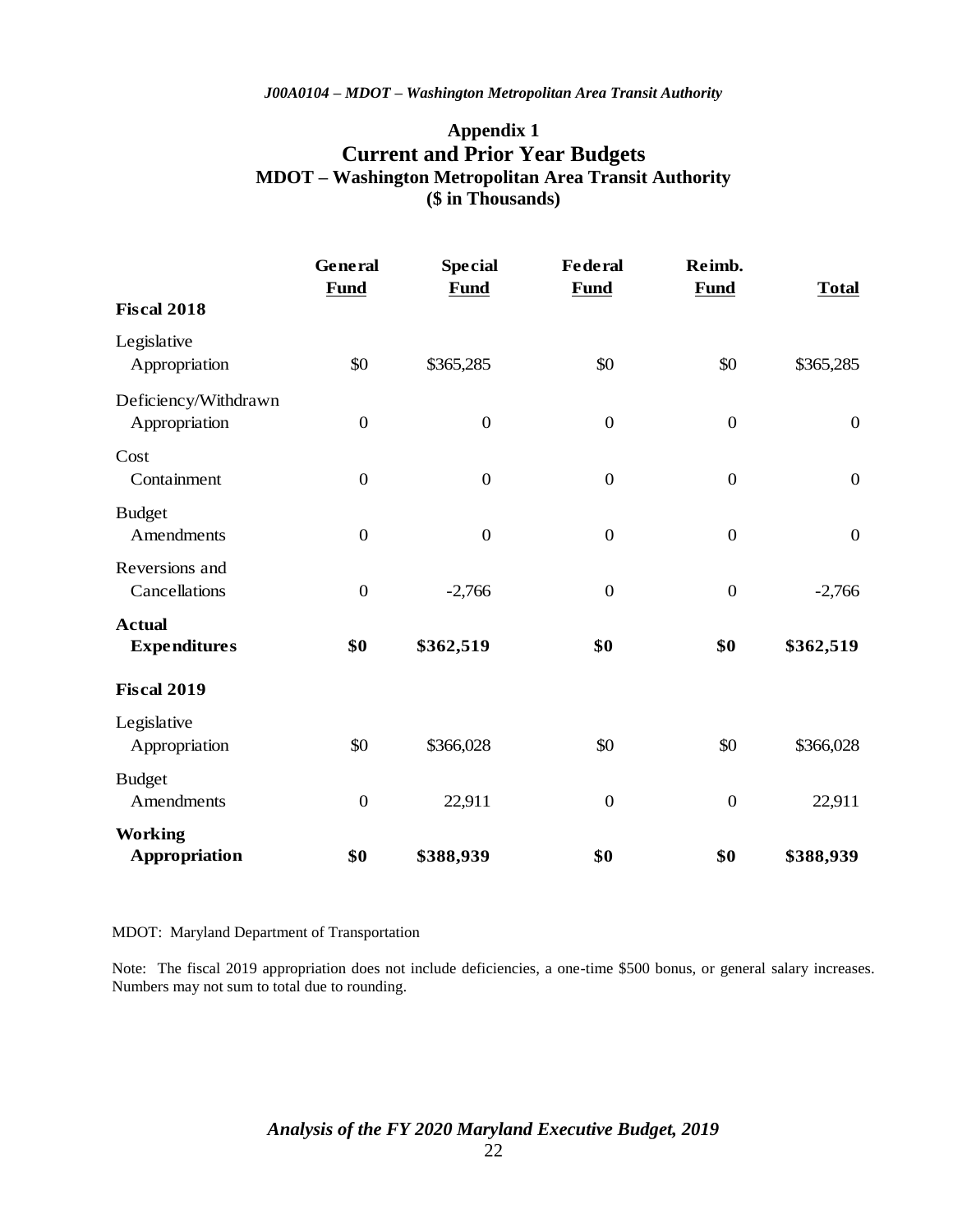## Appendix 1
## Current and Prior Year Budgets
### MDOT – Washington Metropolitan Area Transit Authority
### ($ in Thousands)

| | General Fund | Special Fund | Federal Fund | Reimb. Fund | Total |
|---|---|---|---|---|---|
| **Fiscal 2018** | | | | | |
| Legislative Appropriation | $0 | $365,285 | $0 | $0 | $365,285 |
| Deficiency/Withdrawn Appropriation | 0 | 0 | 0 | 0 | 0 |
| Cost Containment | 0 | 0 | 0 | 0 | 0 |
| Budget Amendments | 0 | 0 | 0 | 0 | 0 |
| Reversions and Cancellations | 0 | -2,766 | 0 | 0 | -2,766 |
| **Actual Expenditures** | **$0** | **$362,519** | **$0** | **$0** | **$362,519** |
| **Fiscal 2019** | | | | | |
| Legislative Appropriation | $0 | $366,028 | $0 | $0 | $366,028 |
| Budget Amendments | 0 | 22,911 | 0 | 0 | 22,911 |
| **Working Appropriation** | **$0** | **$388,939** | **$0** | **$0** | **$388,939** |

MDOT: Maryland Department of Transportation

Note: The fiscal 2019 appropriation does not include deficiencies, a one-time $500 bonus, or general salary increases. Numbers may not sum to total due to rounding.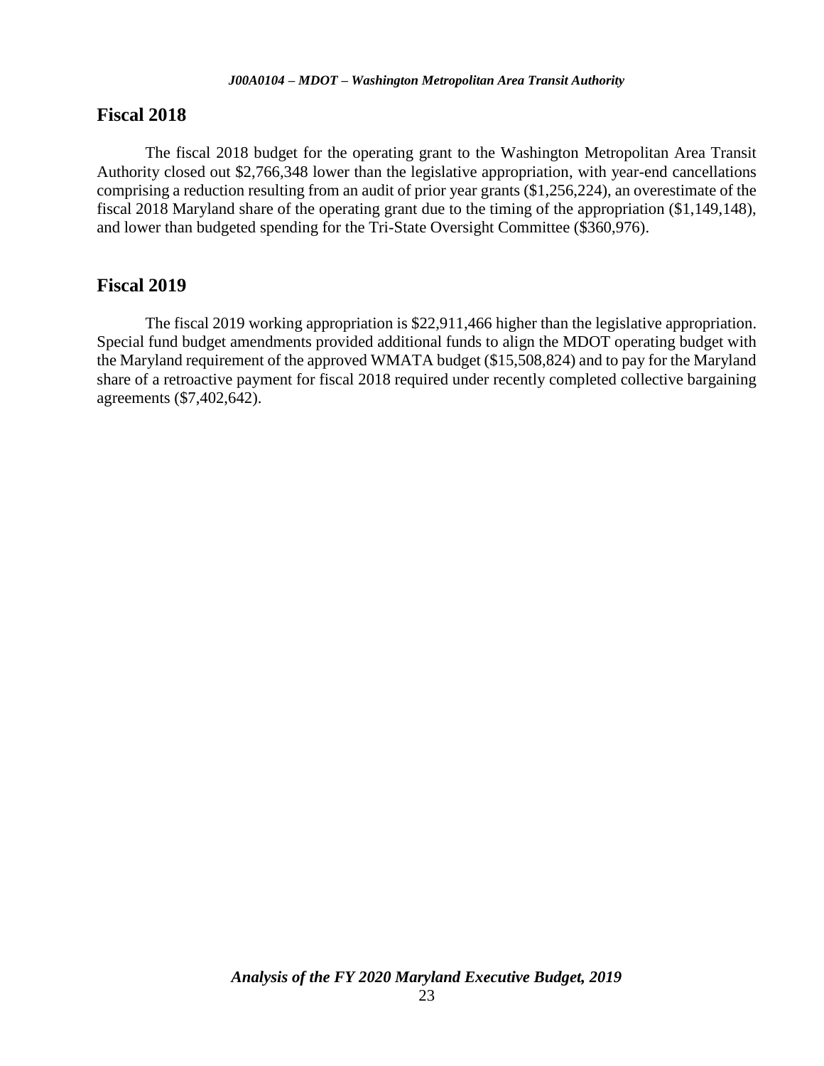## Fiscal 2018

The fiscal 2018 budget for the operating grant to the Washington Metropolitan Area Transit Authority closed out $2,766,348 lower than the legislative appropriation, with year-end cancellations comprising a reduction resulting from an audit of prior year grants ($1,256,224), an overestimate of the fiscal 2018 Maryland share of the operating grant due to the timing of the appropriation ($1,149,148), and lower than budgeted spending for the Tri-State Oversight Committee ($360,976).

## Fiscal 2019

The fiscal 2019 working appropriation is $22,911,466 higher than the legislative appropriation. Special fund budget amendments provided additional funds to align the MDOT operating budget with the Maryland requirement of the approved WMATA budget ($15,508,824) and to pay for the Maryland share of a retroactive payment for fiscal 2018 required under recently completed collective bargaining agreements ($7,402,642).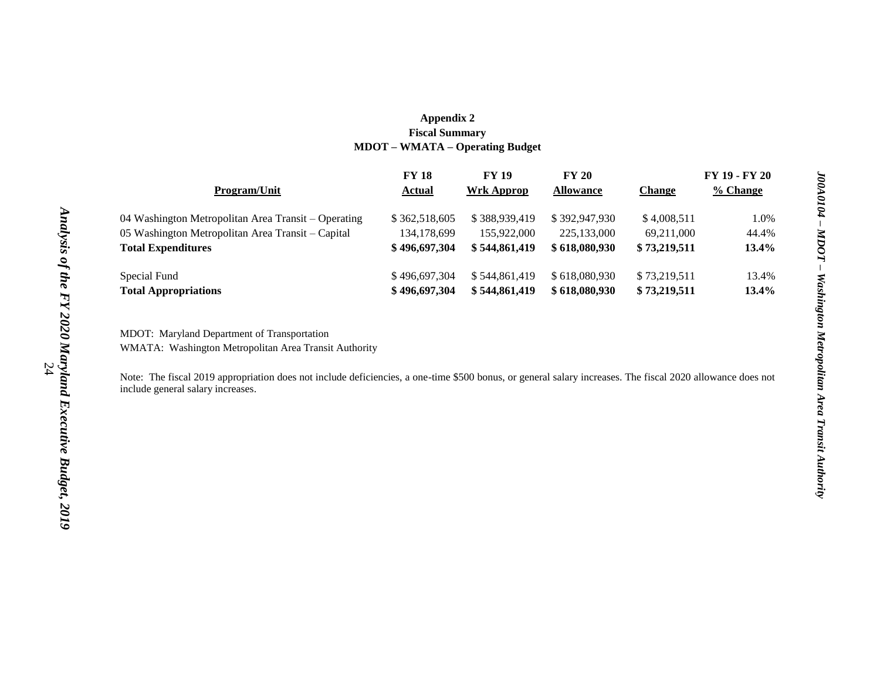**Appendix 2**
**Fiscal Summary**
**MDOT – WMATA – Operating Budget**

| Program/Unit | FY 18 Actual | FY 19 Wrk Approp | FY 20 Allowance | Change | FY 19 - FY 20 % Change |
|---|---|---|---|---|---|
| 04 Washington Metropolitan Area Transit – Operating | $ 362,518,605 | $ 388,939,419 | $ 392,947,930 | $ 4,008,511 | 1.0% |
| 05 Washington Metropolitan Area Transit – Capital | 134,178,699 | 155,922,000 | 225,133,000 | 69,211,000 | 44.4% |
| **Total Expenditures** | **$ 496,697,304** | **$ 544,861,419** | **$ 618,080,930** | **$ 73,219,511** | **13.4%** |
| | | | | | |
| Special Fund | $ 496,697,304 | $ 544,861,419 | $ 618,080,930 | $ 73,219,511 | 13.4% |
| **Total Appropriations** | **$ 496,697,304** | **$ 544,861,419** | **$ 618,080,930** | **$ 73,219,511** | **13.4%** |

MDOT: Maryland Department of Transportation
WMATA: Washington Metropolitan Area Transit Authority

Note: The fiscal 2019 appropriation does not include deficiencies, a one-time $500 bonus, or general salary increases. The fiscal 2020 allowance does not include general salary increases.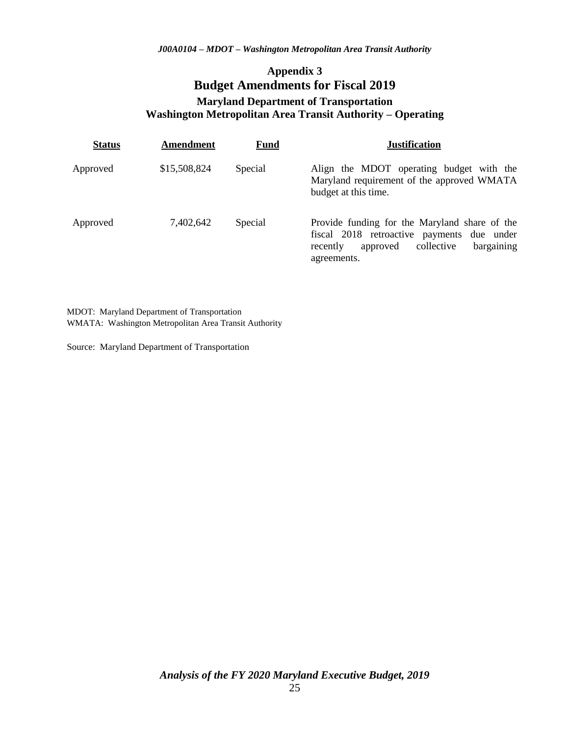## Appendix 3
# Budget Amendments for Fiscal 2019
### Maryland Department of Transportation
### Washington Metropolitan Area Transit Authority – Operating

| Status | Amendment | Fund | Justification |
|---|---|---|---|
| Approved | $15,508,824 | Special | Align the MDOT operating budget with the Maryland requirement of the approved WMATA budget at this time. |
| Approved | 7,402,642 | Special | Provide funding for the Maryland share of the fiscal 2018 retroactive payments due under recently approved collective bargaining agreements. |

MDOT: Maryland Department of Transportation
WMATA: Washington Metropolitan Area Transit Authority

Source: Maryland Department of Transportation